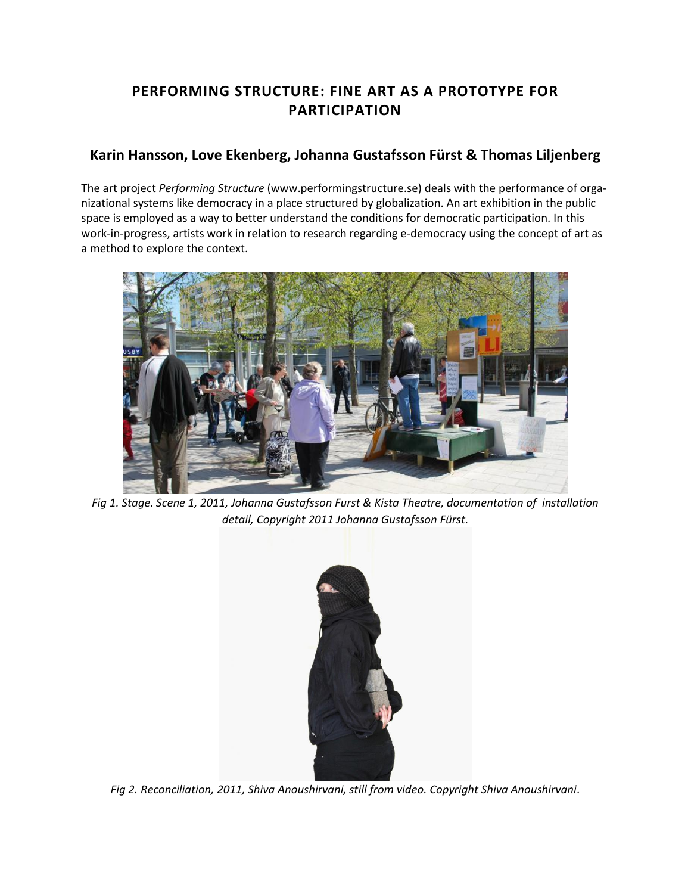# PERFORMING STRUCTURE: FINE ART AS A PROTOTYPE FOR PARTICIPATION

## Karin Hansson, Love Ekenberg, Johanna Gustafsson Fürst & Thomas Liljenberg

The art project *Performing Structure* (www.performingstructure.se) deals with the performance of organizational systems like democracy in a place structured by globalization. An art exhibition in the public space is employed as a way to better understand the conditions for democratic participation. In this work-in-progress, artists work in relation to research regarding e-democracy using the concept of art as a method to explore the context.

*Fig 1. Stage. Scene 1, 2011, Johanna Gustafsson Furst & Kista Theatre, documentation of installation detail, Copyright 2011 Johanna Gustafsson Fürst.*

*Fig 2. Reconciliation, 2011, Shiva Anoushirvani, still from video. Copyright Shiva Anoushirvani*.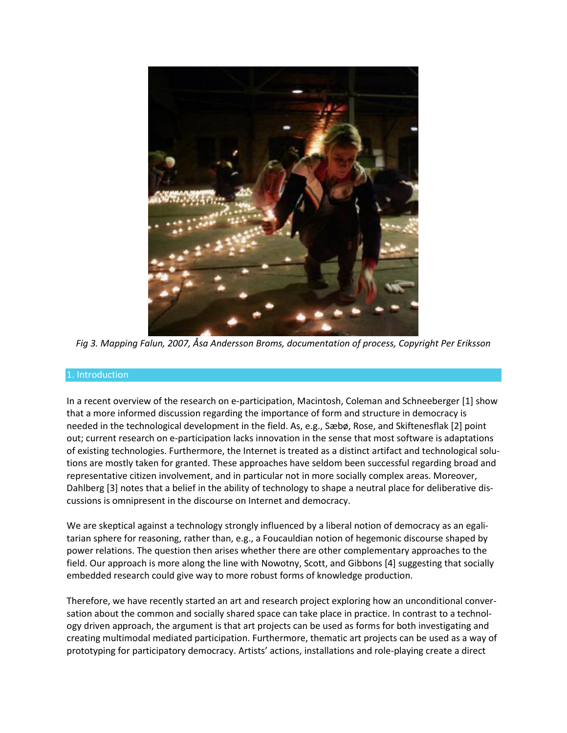*Fig 3. Mapping Falun, 2007, Åsa Andersson Broms, documentation of process, Copyright Per Eriksson*

## 1. Introduction

In a recent overview of the research on e-participation, Macintosh, Coleman and Schneeberger [1] show that a more informed discussion regarding the importance of form and structure in democracy is needed in the technological development in the field. As, e.g., Sæbø, Rose, and Skiftenesflak [2] point out; current research on e-participation lacks innovation in the sense that most software is adaptations of existing technologies. Furthermore, the Internet is treated as a distinct artifact and technological solutions are mostly taken for granted. These approaches have seldom been successful regarding broad and representative citizen involvement, and in particular not in more socially complex areas. Moreover, Dahlberg [3] notes that a belief in the ability of technology to shape a neutral place for deliberative discussions is omnipresent in the discourse on Internet and democracy.

We are skeptical against a technology strongly influenced by a liberal notion of democracy as an egalitarian sphere for reasoning, rather than, e.g., a Foucauldian notion of hegemonic discourse shaped by power relations. The question then arises whether there are other complementary approaches to the field. Our approach is more along the line with Nowotny, Scott, and Gibbons [4] suggesting that socially embedded research could give way to more robust forms of knowledge production.

Therefore, we have recently started an art and research project exploring how an unconditional conversation about the common and socially shared space can take place in practice. In contrast to a technology driven approach, the argument is that art projects can be used as forms for both investigating and creating multimodal mediated participation. Furthermore, thematic art projects can be used as a way of prototyping for participatory democracy. Artists' actions, installations and role-playing create a direct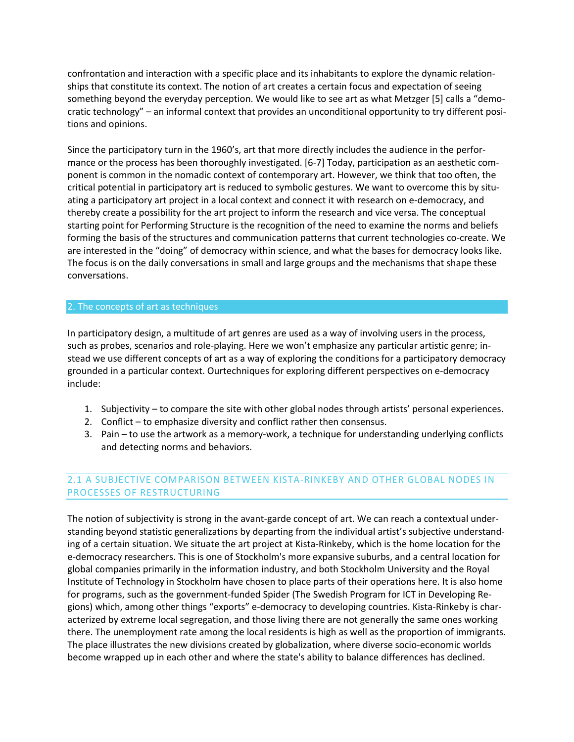confrontation and interaction with a specific place and its inhabitants to explore the dynamic relationships that constitute its context. The notion of art creates a certain focus and expectation of seeing something beyond the everyday perception. We would like to see art as what Metzger [5] calls a "democratic technology" – an informal context that provides an unconditional opportunity to try different positions and opinions.

Since the participatory turn in the 1960's, art that more directly includes the audience in the performance or the process has been thoroughly investigated. [6-7] Today, participation as an aesthetic component is common in the nomadic context of contemporary art. However, we think that too often, the critical potential in participatory art is reduced to symbolic gestures. We want to overcome this by situating a participatory art project in a local context and connect it with research on e-democracy, and thereby create a possibility for the art project to inform the research and vice versa. The conceptual starting point for Performing Structure is the recognition of the need to examine the norms and beliefs forming the basis of the structures and communication patterns that current technologies co-create. We are interested in the "doing" of democracy within science, and what the bases for democracy looks like. The focus is on the daily conversations in small and large groups and the mechanisms that shape these conversations.

## 2. The concepts of art as techniques

In participatory design, a multitude of art genres are used as a way of involving users in the process, such as probes, scenarios and role-playing. Here we won't emphasize any particular artistic genre; instead we use different concepts of art as a way of exploring the conditions for a participatory democracy grounded in a particular context. Ourtechniques for exploring different perspectives on e-democracy include:

1. Subjectivity – to compare the site with other global nodes through artists' personal experiences.
2. Conflict – to emphasize diversity and conflict rather then consensus.
3. Pain – to use the artwork as a memory-work, a technique for understanding underlying conflicts and detecting norms and behaviors.

### 2.1 A SUBJECTIVE COMPARISON BETWEEN KISTA-RINKEBY AND OTHER GLOBAL NODES IN PROCESSES OF RESTRUCTURING

The notion of subjectivity is strong in the avant-garde concept of art. We can reach a contextual understanding beyond statistic generalizations by departing from the individual artist's subjective understanding of a certain situation. We situate the art project at Kista-Rinkeby, which is the home location for the e-democracy researchers. This is one of Stockholm's more expansive suburbs, and a central location for global companies primarily in the information industry, and both Stockholm University and the Royal Institute of Technology in Stockholm have chosen to place parts of their operations here. It is also home for programs, such as the government-funded Spider (The Swedish Program for ICT in Developing Regions) which, among other things "exports" e-democracy to developing countries. Kista-Rinkeby is characterized by extreme local segregation, and those living there are not generally the same ones working there. The unemployment rate among the local residents is high as well as the proportion of immigrants. The place illustrates the new divisions created by globalization, where diverse socio-economic worlds become wrapped up in each other and where the state's ability to balance differences has declined.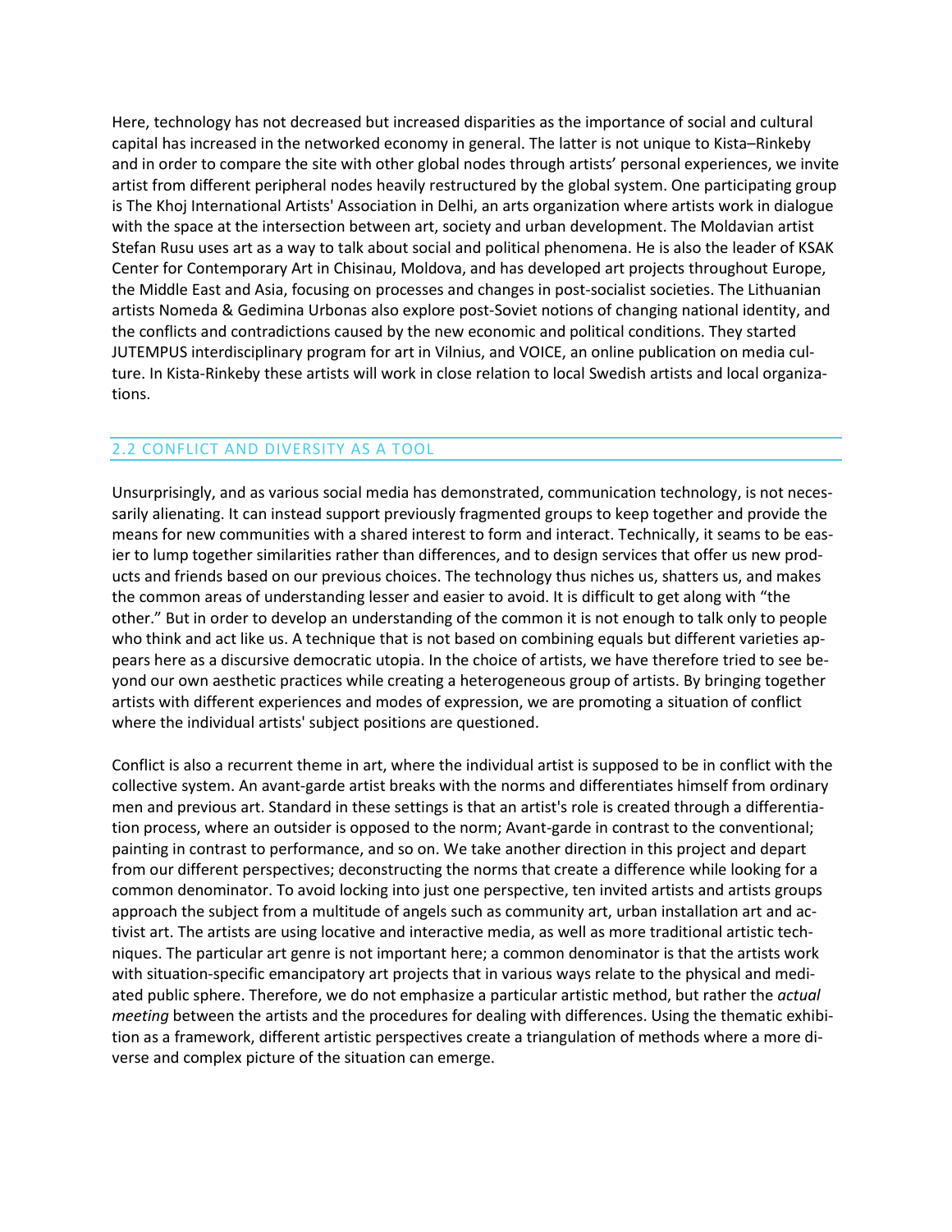Here, technology has not decreased but increased disparities as the importance of social and cultural capital has increased in the networked economy in general. The latter is not unique to Kista–Rinkeby and in order to compare the site with other global nodes through artists' personal experiences, we invite artist from different peripheral nodes heavily restructured by the global system. One participating group is The Khoj International Artists' Association in Delhi, an arts organization where artists work in dialogue with the space at the intersection between art, society and urban development. The Moldavian artist Stefan Rusu uses art as a way to talk about social and political phenomena. He is also the leader of KSAK Center for Contemporary Art in Chisinau, Moldova, and has developed art projects throughout Europe, the Middle East and Asia, focusing on processes and changes in post-socialist societies. The Lithuanian artists Nomeda & Gedimina Urbonas also explore post-Soviet notions of changing national identity, and the conflicts and contradictions caused by the new economic and political conditions. They started JUTEMPUS interdisciplinary program for art in Vilnius, and VOICE, an online publication on media culture. In Kista-Rinkeby these artists will work in close relation to local Swedish artists and local organizations.

## 2.2 CONFLICT AND DIVERSITY AS A TOOL

Unsurprisingly, and as various social media has demonstrated, communication technology, is not necessarily alienating. It can instead support previously fragmented groups to keep together and provide the means for new communities with a shared interest to form and interact. Technically, it seams to be easier to lump together similarities rather than differences, and to design services that offer us new products and friends based on our previous choices. The technology thus niches us, shatters us, and makes the common areas of understanding lesser and easier to avoid. It is difficult to get along with "the other." But in order to develop an understanding of the common it is not enough to talk only to people who think and act like us. A technique that is not based on combining equals but different varieties appears here as a discursive democratic utopia. In the choice of artists, we have therefore tried to see beyond our own aesthetic practices while creating a heterogeneous group of artists. By bringing together artists with different experiences and modes of expression, we are promoting a situation of conflict where the individual artists' subject positions are questioned.

Conflict is also a recurrent theme in art, where the individual artist is supposed to be in conflict with the collective system. An avant-garde artist breaks with the norms and differentiates himself from ordinary men and previous art. Standard in these settings is that an artist's role is created through a differentiation process, where an outsider is opposed to the norm; Avant-garde in contrast to the conventional; painting in contrast to performance, and so on. We take another direction in this project and depart from our different perspectives; deconstructing the norms that create a difference while looking for a common denominator. To avoid locking into just one perspective, ten invited artists and artists groups approach the subject from a multitude of angels such as community art, urban installation art and activist art. The artists are using locative and interactive media, as well as more traditional artistic techniques. The particular art genre is not important here; a common denominator is that the artists work with situation-specific emancipatory art projects that in various ways relate to the physical and mediated public sphere. Therefore, we do not emphasize a particular artistic method, but rather the *actual meeting* between the artists and the procedures for dealing with differences. Using the thematic exhibition as a framework, different artistic perspectives create a triangulation of methods where a more diverse and complex picture of the situation can emerge.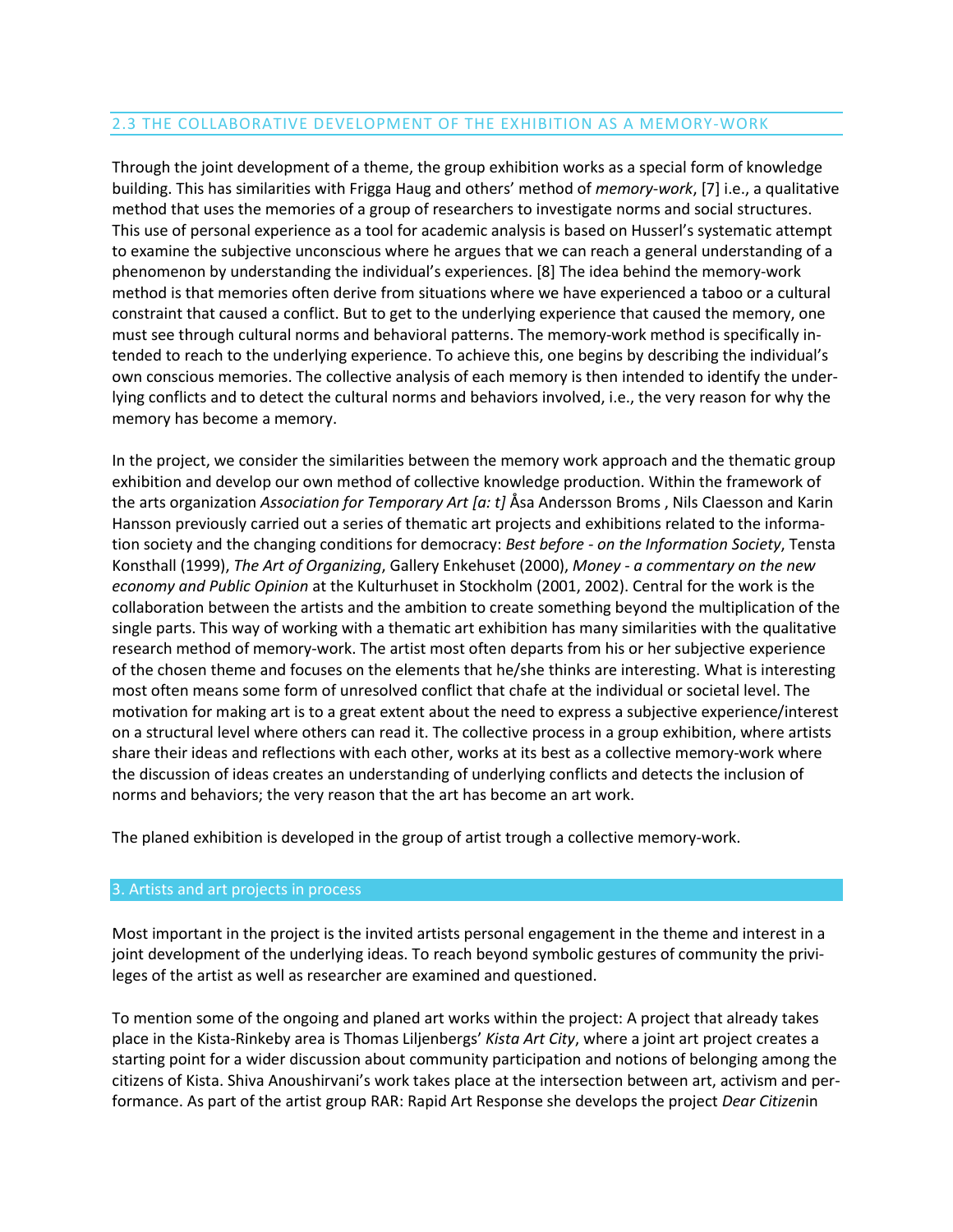## 2.3 THE COLLABORATIVE DEVELOPMENT OF THE EXHIBITION AS A MEMORY-WORK

Through the joint development of a theme, the group exhibition works as a special form of knowledge building. This has similarities with Frigga Haug and others' method of *memory-work*, [7] i.e., a qualitative method that uses the memories of a group of researchers to investigate norms and social structures. This use of personal experience as a tool for academic analysis is based on Husserl's systematic attempt to examine the subjective unconscious where he argues that we can reach a general understanding of a phenomenon by understanding the individual's experiences. [8] The idea behind the memory-work method is that memories often derive from situations where we have experienced a taboo or a cultural constraint that caused a conflict. But to get to the underlying experience that caused the memory, one must see through cultural norms and behavioral patterns. The memory-work method is specifically intended to reach to the underlying experience. To achieve this, one begins by describing the individual's own conscious memories. The collective analysis of each memory is then intended to identify the underlying conflicts and to detect the cultural norms and behaviors involved, i.e., the very reason for why the memory has become a memory.

In the project, we consider the similarities between the memory work approach and the thematic group exhibition and develop our own method of collective knowledge production. Within the framework of the arts organization *Association for Temporary Art [a: t]* Åsa Andersson Broms , Nils Claesson and Karin Hansson previously carried out a series of thematic art projects and exhibitions related to the information society and the changing conditions for democracy: *Best before - on the Information Society*, Tensta Konsthall (1999), *The Art of Organizing*, Gallery Enkehuset (2000), *Money - a commentary on the new economy and Public Opinion* at the Kulturhuset in Stockholm (2001, 2002). Central for the work is the collaboration between the artists and the ambition to create something beyond the multiplication of the single parts. This way of working with a thematic art exhibition has many similarities with the qualitative research method of memory-work. The artist most often departs from his or her subjective experience of the chosen theme and focuses on the elements that he/she thinks are interesting. What is interesting most often means some form of unresolved conflict that chafe at the individual or societal level. The motivation for making art is to a great extent about the need to express a subjective experience/interest on a structural level where others can read it. The collective process in a group exhibition, where artists share their ideas and reflections with each other, works at its best as a collective memory-work where the discussion of ideas creates an understanding of underlying conflicts and detects the inclusion of norms and behaviors; the very reason that the art has become an art work.

The planed exhibition is developed in the group of artist trough a collective memory-work.

## 3. Artists and art projects in process

Most important in the project is the invited artists personal engagement in the theme and interest in a joint development of the underlying ideas. To reach beyond symbolic gestures of community the privileges of the artist as well as researcher are examined and questioned.

To mention some of the ongoing and planed art works within the project: A project that already takes place in the Kista-Rinkeby area is Thomas Liljenbergs' *Kista Art City*, where a joint art project creates a starting point for a wider discussion about community participation and notions of belonging among the citizens of Kista. Shiva Anoushirvani's work takes place at the intersection between art, activism and performance. As part of the artist group RAR: Rapid Art Response she develops the project *Dear Citizen*in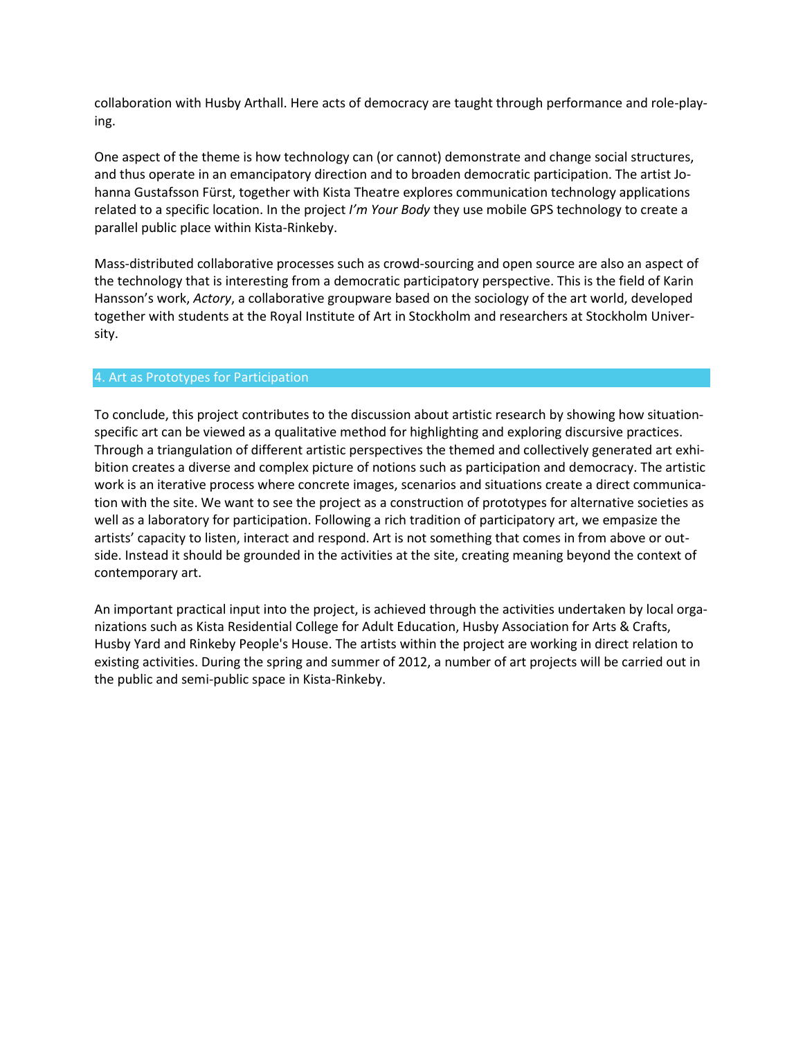collaboration with Husby Arthall. Here acts of democracy are taught through performance and role-playing.

One aspect of the theme is how technology can (or cannot) demonstrate and change social structures, and thus operate in an emancipatory direction and to broaden democratic participation. The artist Johanna Gustafsson Fürst, together with Kista Theatre explores communication technology applications related to a specific location. In the project *I'm Your Body* they use mobile GPS technology to create a parallel public place within Kista-Rinkeby.

Mass-distributed collaborative processes such as crowd-sourcing and open source are also an aspect of the technology that is interesting from a democratic participatory perspective. This is the field of Karin Hansson's work, *Actory*, a collaborative groupware based on the sociology of the art world, developed together with students at the Royal Institute of Art in Stockholm and researchers at Stockholm University.

## 4. Art as Prototypes for Participation

To conclude, this project contributes to the discussion about artistic research by showing how situation-specific art can be viewed as a qualitative method for highlighting and exploring discursive practices. Through a triangulation of different artistic perspectives the themed and collectively generated art exhibition creates a diverse and complex picture of notions such as participation and democracy. The artistic work is an iterative process where concrete images, scenarios and situations create a direct communication with the site. We want to see the project as a construction of prototypes for alternative societies as well as a laboratory for participation. Following a rich tradition of participatory art, we empasize the artists' capacity to listen, interact and respond. Art is not something that comes in from above or outside. Instead it should be grounded in the activities at the site, creating meaning beyond the context of contemporary art.

An important practical input into the project, is achieved through the activities undertaken by local organizations such as Kista Residential College for Adult Education, Husby Association for Arts & Crafts, Husby Yard and Rinkeby People's House. The artists within the project are working in direct relation to existing activities. During the spring and summer of 2012, a number of art projects will be carried out in the public and semi-public space in Kista-Rinkeby.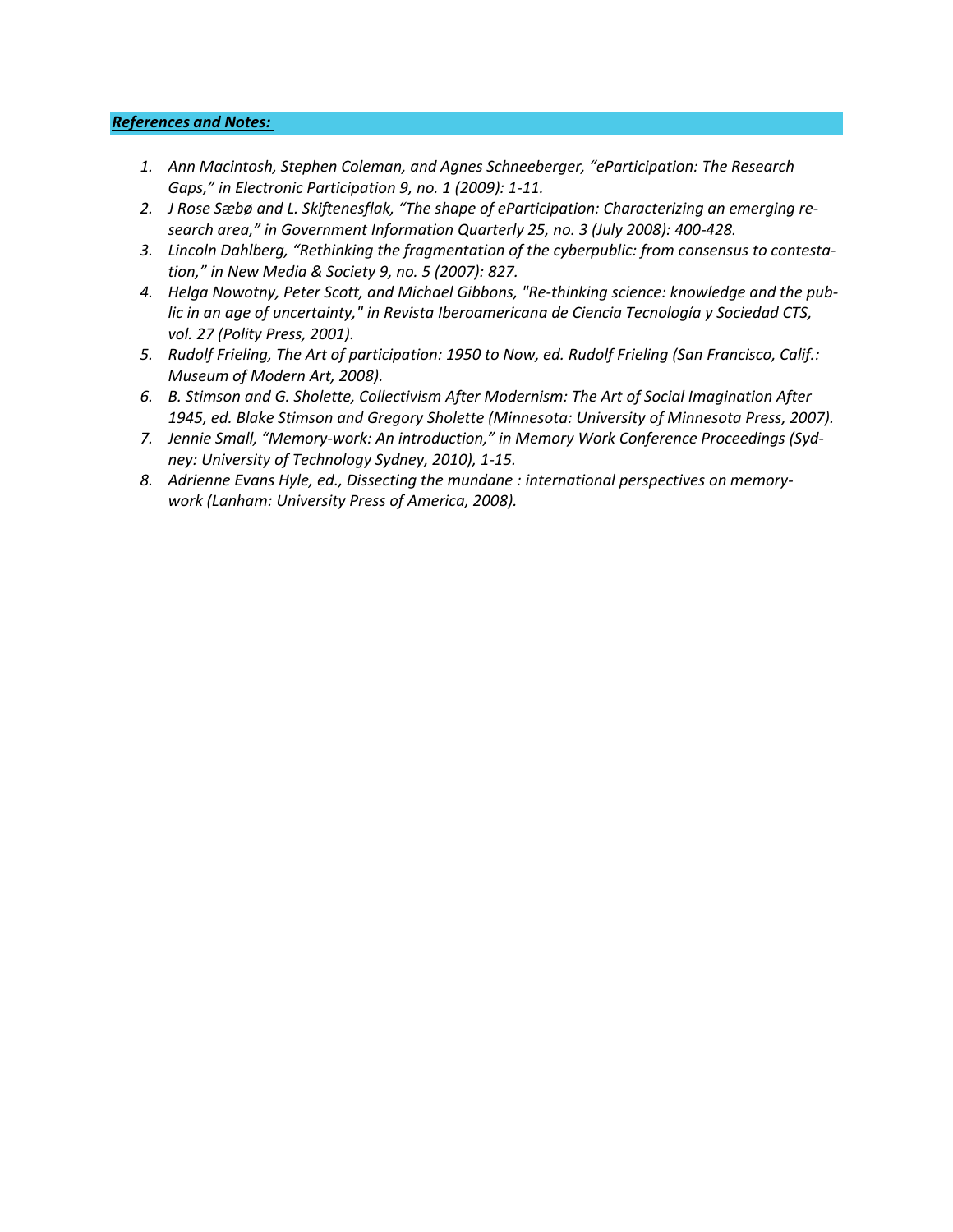***References and Notes:***

1. *Ann Macintosh, Stephen Coleman, and Agnes Schneeberger, "eParticipation: The Research Gaps," in Electronic Participation 9, no. 1 (2009): 1-11.*
2. *J Rose Sæbø and L. Skiftenesflak, "The shape of eParticipation: Characterizing an emerging research area," in Government Information Quarterly 25, no. 3 (July 2008): 400-428.*
3. *Lincoln Dahlberg, "Rethinking the fragmentation of the cyberpublic: from consensus to contestation," in New Media & Society 9, no. 5 (2007): 827.*
4. *Helga Nowotny, Peter Scott, and Michael Gibbons, "Re-thinking science: knowledge and the public in an age of uncertainty," in Revista Iberoamericana de Ciencia Tecnología y Sociedad CTS, vol. 27 (Polity Press, 2001).*
5. *Rudolf Frieling, The Art of participation: 1950 to Now, ed. Rudolf Frieling (San Francisco, Calif.: Museum of Modern Art, 2008).*
6. *B. Stimson and G. Sholette, Collectivism After Modernism: The Art of Social Imagination After 1945, ed. Blake Stimson and Gregory Sholette (Minnesota: University of Minnesota Press, 2007).*
7. *Jennie Small, "Memory-work: An introduction," in Memory Work Conference Proceedings (Sydney: University of Technology Sydney, 2010), 1-15.*
8. *Adrienne Evans Hyle, ed., Dissecting the mundane : international perspectives on memory-work (Lanham: University Press of America, 2008).*